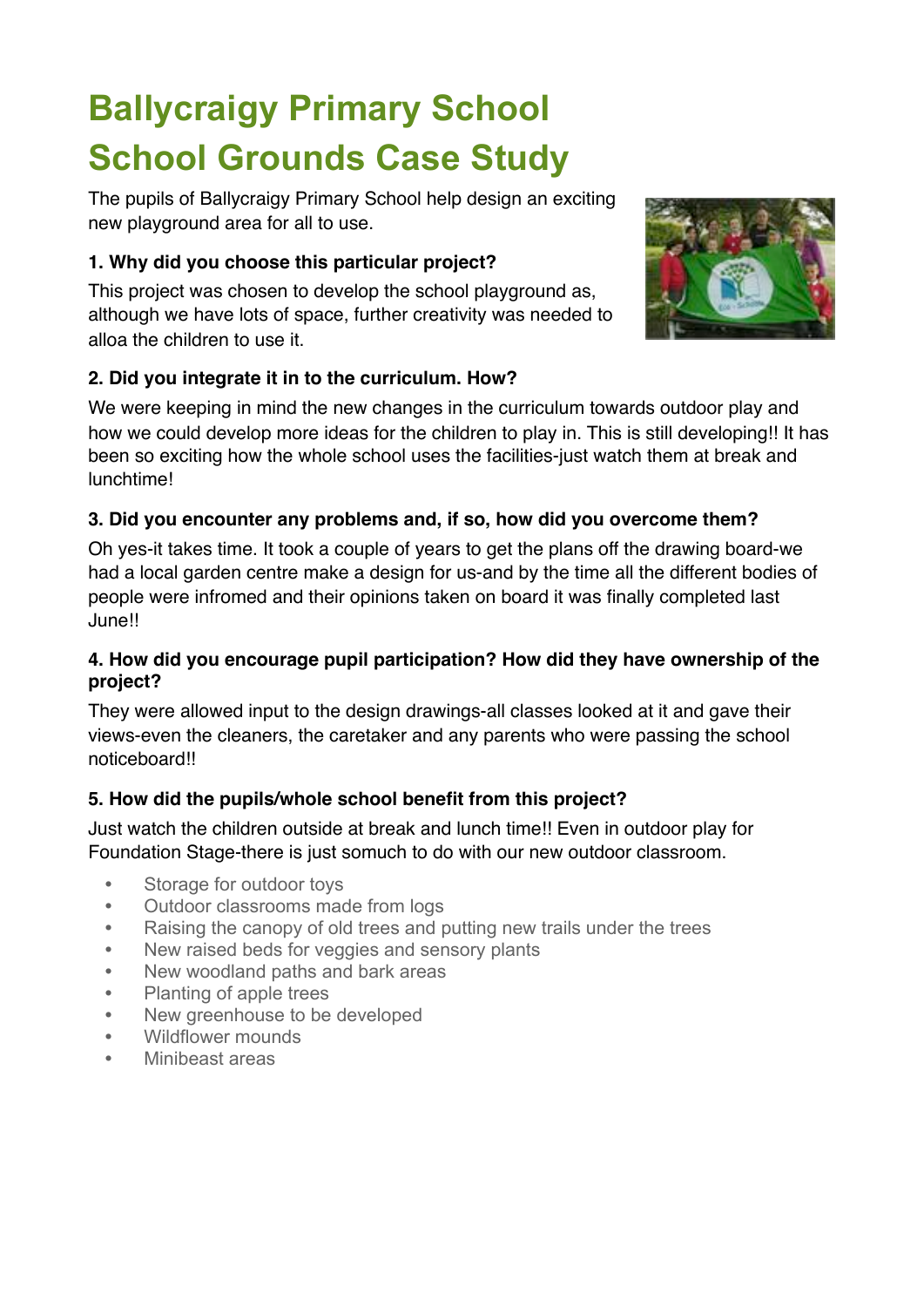# Ballycraigy Primary School
# School Grounds Case Study

The pupils of Ballycraigy Primary School help design an exciting new playground area for all to use.

**1. Why did you choose this particular project?**

This project was chosen to develop the school playground as, although we have lots of space, further creativity was needed to alloa the children to use it.

**2. Did you integrate it in to the curriculum. How?**

We were keeping in mind the new changes in the curriculum towards outdoor play and how we could develop more ideas for the children to play in. This is still developing!! It has been so exciting how the whole school uses the facilities-just watch them at break and lunchtime!

**3. Did you encounter any problems and, if so, how did you overcome them?**

Oh yes-it takes time. It took a couple of years to get the plans off the drawing board-we had a local garden centre make a design for us-and by the time all the different bodies of people were infromed and their opinions taken on board it was finally completed last June!!

**4. How did you encourage pupil participation? How did they have ownership of the project?**

They were allowed input to the design drawings-all classes looked at it and gave their views-even the cleaners, the caretaker and any parents who were passing the school noticeboard!!

**5. How did the pupils/whole school benefit from this project?**

Just watch the children outside at break and lunch time!! Even in outdoor play for Foundation Stage-there is just somuch to do with our new outdoor classroom.

- Storage for outdoor toys
- Outdoor classrooms made from logs
- Raising the canopy of old trees and putting new trails under the trees
- New raised beds for veggies and sensory plants
- New woodland paths and bark areas
- Planting of apple trees
- New greenhouse to be developed
- Wildflower mounds
- Minibeast areas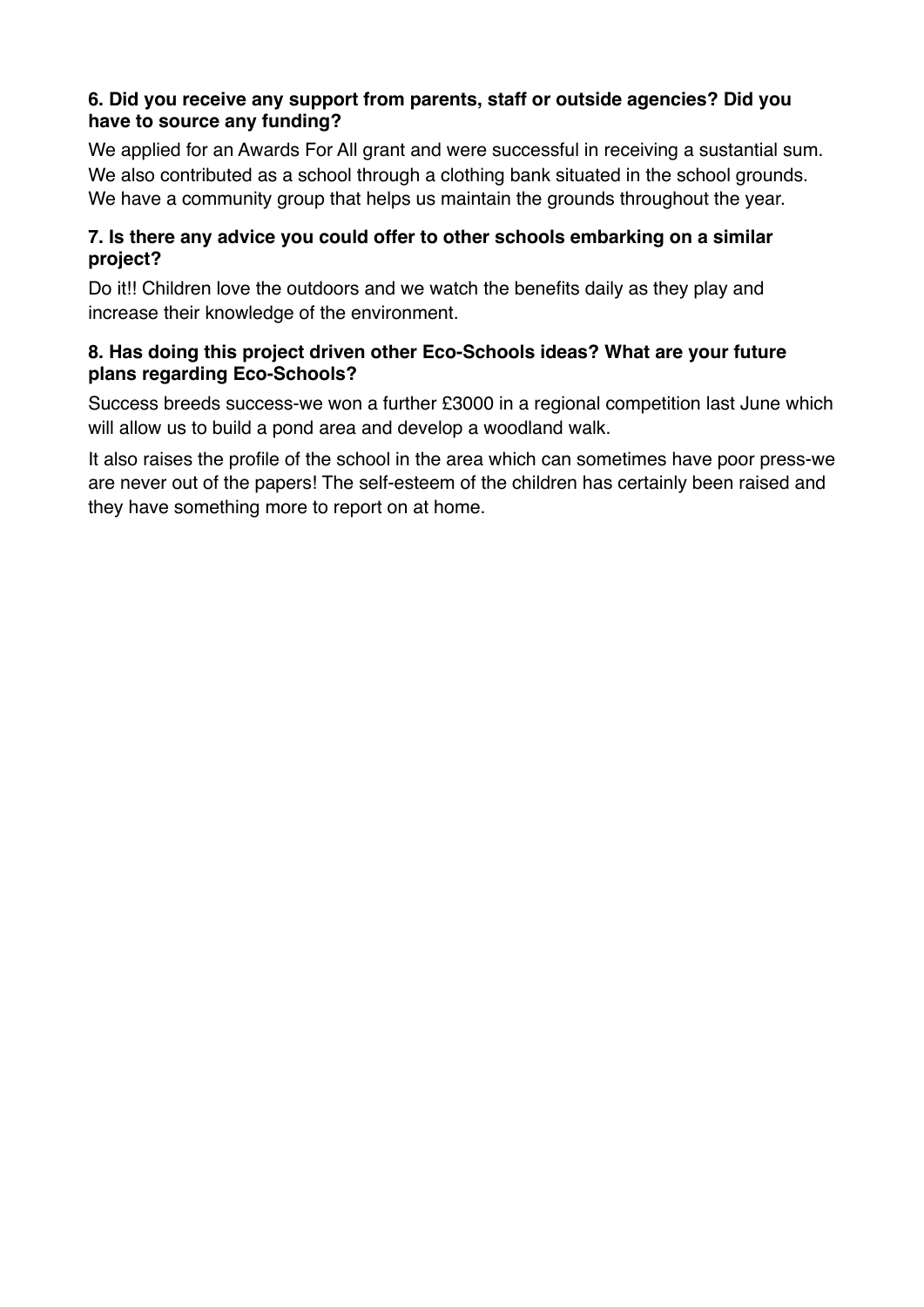**6. Did you receive any support from parents, staff or outside agencies? Did you have to source any funding?**

We applied for an Awards For All grant and were successful in receiving a sustantial sum. We also contributed as a school through a clothing bank situated in the school grounds. We have a community group that helps us maintain the grounds throughout the year.

**7. Is there any advice you could offer to other schools embarking on a similar project?**

Do it!! Children love the outdoors and we watch the benefits daily as they play and increase their knowledge of the environment.

**8. Has doing this project driven other Eco-Schools ideas? What are your future plans regarding Eco-Schools?**

Success breeds success-we won a further £3000 in a regional competition last June which will allow us to build a pond area and develop a woodland walk.

It also raises the profile of the school in the area which can sometimes have poor press-we are never out of the papers! The self-esteem of the children has certainly been raised and they have something more to report on at home.